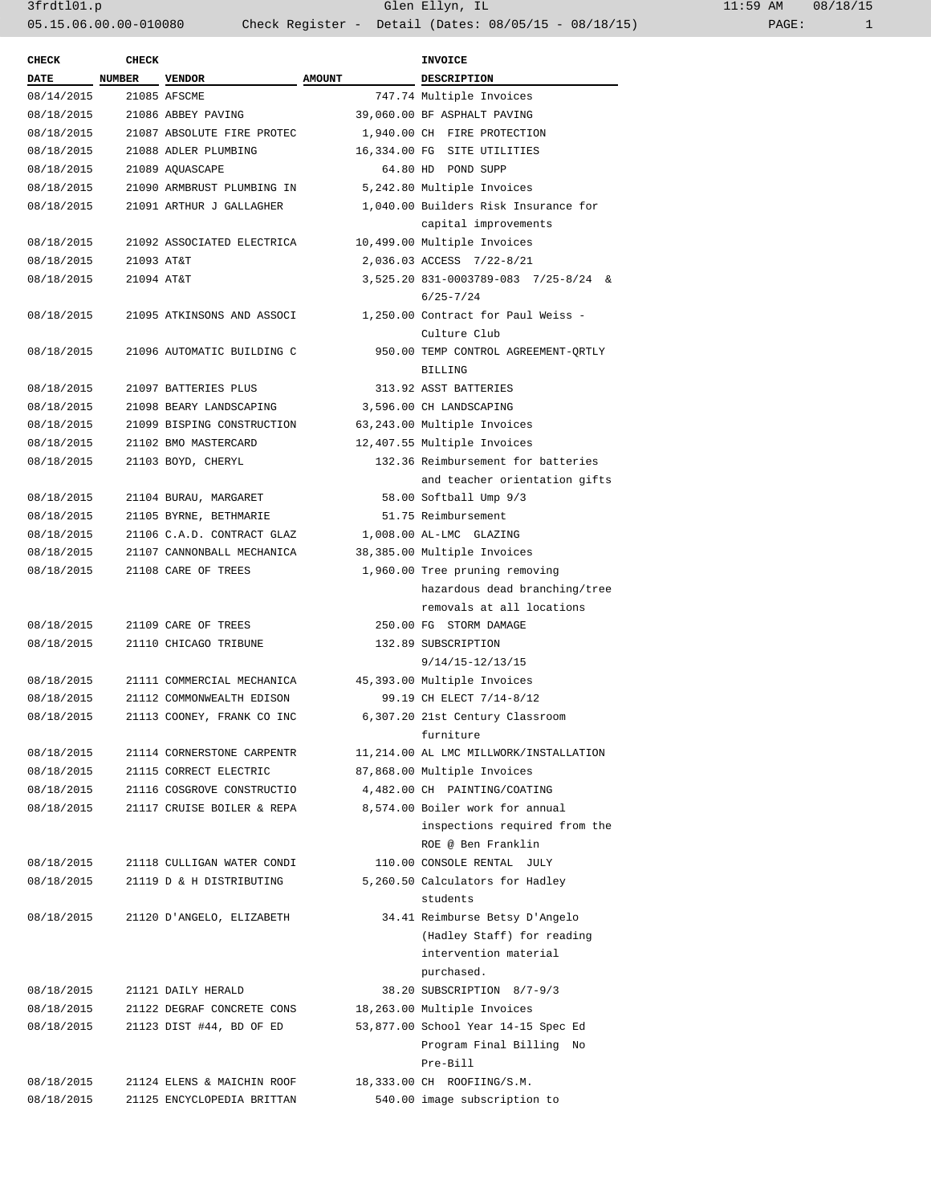| CHECK DATE | CHECK NUMBER | VENDOR | AMOUNT | INVOICE DESCRIPTION |
|---|---|---|---|---|
| 08/14/2015 | 21085 | AFSCME | 747.74 | Multiple Invoices |
| 08/18/2015 | 21086 | ABBEY PAVING | 39,060.00 | BF ASPHALT PAVING |
| 08/18/2015 | 21087 | ABSOLUTE FIRE PROTEC | 1,940.00 | CH FIRE PROTECTION |
| 08/18/2015 | 21088 | ADLER PLUMBING | 16,334.00 | FG SITE UTILITIES |
| 08/18/2015 | 21089 | AQUASCAPE | 64.80 | HD POND SUPP |
| 08/18/2015 | 21090 | ARMBRUST PLUMBING IN | 5,242.80 | Multiple Invoices |
| 08/18/2015 | 21091 | ARTHUR J GALLAGHER | 1,040.00 | Builders Risk Insurance for capital improvements |
| 08/18/2015 | 21092 | ASSOCIATED ELECTRICA | 10,499.00 | Multiple Invoices |
| 08/18/2015 | 21093 | AT&T | 2,036.03 | ACCESS 7/22-8/21 |
| 08/18/2015 | 21094 | AT&T | 3,525.20 | 831-0003789-083 7/25-8/24 & 6/25-7/24 |
| 08/18/2015 | 21095 | ATKINSONS AND ASSOCI | 1,250.00 | Contract for Paul Weiss - Culture Club |
| 08/18/2015 | 21096 | AUTOMATIC BUILDING C | 950.00 | TEMP CONTROL AGREEMENT-QRTLY BILLING |
| 08/18/2015 | 21097 | BATTERIES PLUS | 313.92 | ASST BATTERIES |
| 08/18/2015 | 21098 | BEARY LANDSCAPING | 3,596.00 | CH LANDSCAPING |
| 08/18/2015 | 21099 | BISPING CONSTRUCTION | 63,243.00 | Multiple Invoices |
| 08/18/2015 | 21102 | BMO MASTERCARD | 12,407.55 | Multiple Invoices |
| 08/18/2015 | 21103 | BOYD, CHERYL | 132.36 | Reimbursement for batteries and teacher orientation gifts |
| 08/18/2015 | 21104 | BURAU, MARGARET | 58.00 | Softball Ump 9/3 |
| 08/18/2015 | 21105 | BYRNE, BETHMARIE | 51.75 | Reimbursement |
| 08/18/2015 | 21106 | C.A.D. CONTRACT GLAZ | 1,008.00 | AL-LMC GLAZING |
| 08/18/2015 | 21107 | CANNONBALL MECHANICA | 38,385.00 | Multiple Invoices |
| 08/18/2015 | 21108 | CARE OF TREES | 1,960.00 | Tree pruning removing hazardous dead branching/tree removals at all locations |
| 08/18/2015 | 21109 | CARE OF TREES | 250.00 | FG STORM DAMAGE |
| 08/18/2015 | 21110 | CHICAGO TRIBUNE | 132.89 | SUBSCRIPTION 9/14/15-12/13/15 |
| 08/18/2015 | 21111 | COMMERCIAL MECHANICA | 45,393.00 | Multiple Invoices |
| 08/18/2015 | 21112 | COMMONWEALTH EDISON | 99.19 | CH ELECT 7/14-8/12 |
| 08/18/2015 | 21113 | COONEY, FRANK CO INC | 6,307.20 | 21st Century Classroom furniture |
| 08/18/2015 | 21114 | CORNERSTONE CARPENTR | 11,214.00 | AL LMC MILLWORK/INSTALLATION |
| 08/18/2015 | 21115 | CORRECT ELECTRIC | 87,868.00 | Multiple Invoices |
| 08/18/2015 | 21116 | COSGROVE CONSTRUCTIO | 4,482.00 | CH PAINTING/COATING |
| 08/18/2015 | 21117 | CRUISE BOILER & REPA | 8,574.00 | Boiler work for annual inspections required from the ROE @ Ben Franklin |
| 08/18/2015 | 21118 | CULLIGAN WATER CONDI | 110.00 | CONSOLE RENTAL JULY |
| 08/18/2015 | 21119 | D & H DISTRIBUTING | 5,260.50 | Calculators for Hadley students |
| 08/18/2015 | 21120 | D'ANGELO, ELIZABETH | 34.41 | Reimburse Betsy D'Angelo (Hadley Staff) for reading intervention material purchased. |
| 08/18/2015 | 21121 | DAILY HERALD | 38.20 | SUBSCRIPTION 8/7-9/3 |
| 08/18/2015 | 21122 | DEGRAF CONCRETE CONS | 18,263.00 | Multiple Invoices |
| 08/18/2015 | 21123 | DIST #44, BD OF ED | 53,877.00 | School Year 14-15 Spec Ed Program Final Billing No Pre-Bill |
| 08/18/2015 | 21124 | ELENS & MAICHIN ROOF | 18,333.00 | CH ROOFIING/S.M. |
| 08/18/2015 | 21125 | ENCYCLOPEDIA BRITTAN | 540.00 | image subscription to |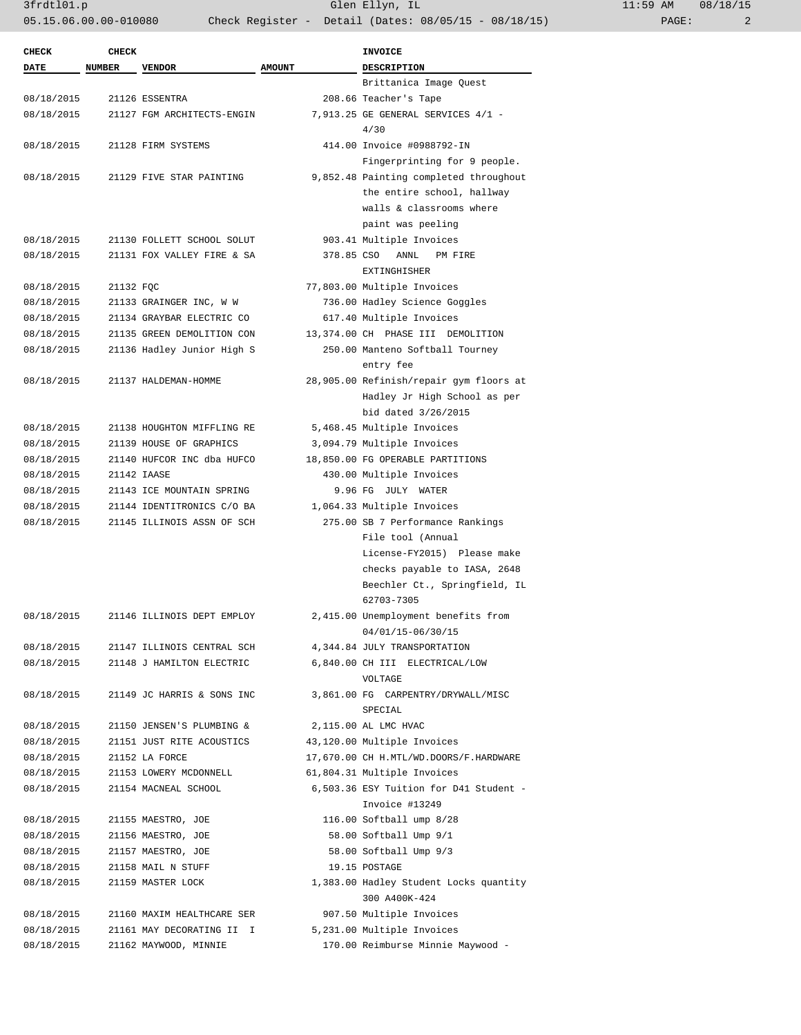| CHECK DATE | CHECK NUMBER | VENDOR | AMOUNT | INVOICE DESCRIPTION |
|---|---|---|---|---|
| | | | | Brittanica Image Quest |
| 08/18/2015 | 21126 | ESSENTRA | 208.66 | Teacher's Tape |
| 08/18/2015 | 21127 | FGM ARCHITECTS-ENGIN | 7,913.25 | GE GENERAL SERVICES 4/1 - 4/30 |
| 08/18/2015 | 21128 | FIRM SYSTEMS | 414.00 | Invoice #0988792-IN Fingerprinting for 9 people. |
| 08/18/2015 | 21129 | FIVE STAR PAINTING | 9,852.48 | Painting completed throughout the entire school, hallway walls & classrooms where paint was peeling |
| 08/18/2015 | 21130 | FOLLETT SCHOOL SOLUT | 903.41 | Multiple Invoices |
| 08/18/2015 | 21131 | FOX VALLEY FIRE & SA | 378.85 | CSO ANNL PM FIRE EXTINGHISHER |
| 08/18/2015 | 21132 | FQC | 77,803.00 | Multiple Invoices |
| 08/18/2015 | 21133 | GRAINGER INC, W W | 736.00 | Hadley Science Goggles |
| 08/18/2015 | 21134 | GRAYBAR ELECTRIC CO | 617.40 | Multiple Invoices |
| 08/18/2015 | 21135 | GREEN DEMOLITION CON | 13,374.00 | CH PHASE III DEMOLITION |
| 08/18/2015 | 21136 | Hadley Junior High S | 250.00 | Manteno Softball Tourney entry fee |
| 08/18/2015 | 21137 | HALDEMAN-HOMME | 28,905.00 | Refinish/repair gym floors at Hadley Jr High School as per bid dated 3/26/2015 |
| 08/18/2015 | 21138 | HOUGHTON MIFFLING RE | 5,468.45 | Multiple Invoices |
| 08/18/2015 | 21139 | HOUSE OF GRAPHICS | 3,094.79 | Multiple Invoices |
| 08/18/2015 | 21140 | HUFCOR INC dba HUFCO | 18,850.00 | FG OPERABLE PARTITIONS |
| 08/18/2015 | 21142 | IAASE | 430.00 | Multiple Invoices |
| 08/18/2015 | 21143 | ICE MOUNTAIN SPRING | 9.96 | FG JULY WATER |
| 08/18/2015 | 21144 | IDENTITRONICS C/O BA | 1,064.33 | Multiple Invoices |
| 08/18/2015 | 21145 | ILLINOIS ASSN OF SCH | 275.00 | SB 7 Performance Rankings File tool (Annual License-FY2015) Please make checks payable to IASA, 2648 Beechler Ct., Springfield, IL 62703-7305 |
| 08/18/2015 | 21146 | ILLINOIS DEPT EMPLOY | 2,415.00 | Unemployment benefits from 04/01/15-06/30/15 |
| 08/18/2015 | 21147 | ILLINOIS CENTRAL SCH | 4,344.84 | JULY TRANSPORTATION |
| 08/18/2015 | 21148 | J HAMILTON ELECTRIC | 6,840.00 | CH III ELECTRICAL/LOW VOLTAGE |
| 08/18/2015 | 21149 | JC HARRIS & SONS INC | 3,861.00 | FG CARPENTRY/DRYWALL/MISC SPECIAL |
| 08/18/2015 | 21150 | JENSEN'S PLUMBING & | 2,115.00 | AL LMC HVAC |
| 08/18/2015 | 21151 | JUST RITE ACOUSTICS | 43,120.00 | Multiple Invoices |
| 08/18/2015 | 21152 | LA FORCE | 17,670.00 | CH H.MTL/WD.DOORS/F.HARDWARE |
| 08/18/2015 | 21153 | LOWERY MCDONNELL | 61,804.31 | Multiple Invoices |
| 08/18/2015 | 21154 | MACNEAL SCHOOL | 6,503.36 | ESY Tuition for D41 Student - Invoice #13249 |
| 08/18/2015 | 21155 | MAESTRO, JOE | 116.00 | Softball ump 8/28 |
| 08/18/2015 | 21156 | MAESTRO, JOE | 58.00 | Softball Ump 9/1 |
| 08/18/2015 | 21157 | MAESTRO, JOE | 58.00 | Softball Ump 9/3 |
| 08/18/2015 | 21158 | MAIL N STUFF | 19.15 | POSTAGE |
| 08/18/2015 | 21159 | MASTER LOCK | 1,383.00 | Hadley Student Locks quantity 300 A400K-424 |
| 08/18/2015 | 21160 | MAXIM HEALTHCARE SER | 907.50 | Multiple Invoices |
| 08/18/2015 | 21161 | MAY DECORATING II I | 5,231.00 | Multiple Invoices |
| 08/18/2015 | 21162 | MAYWOOD, MINNIE | 170.00 | Reimburse Minnie Maywood - |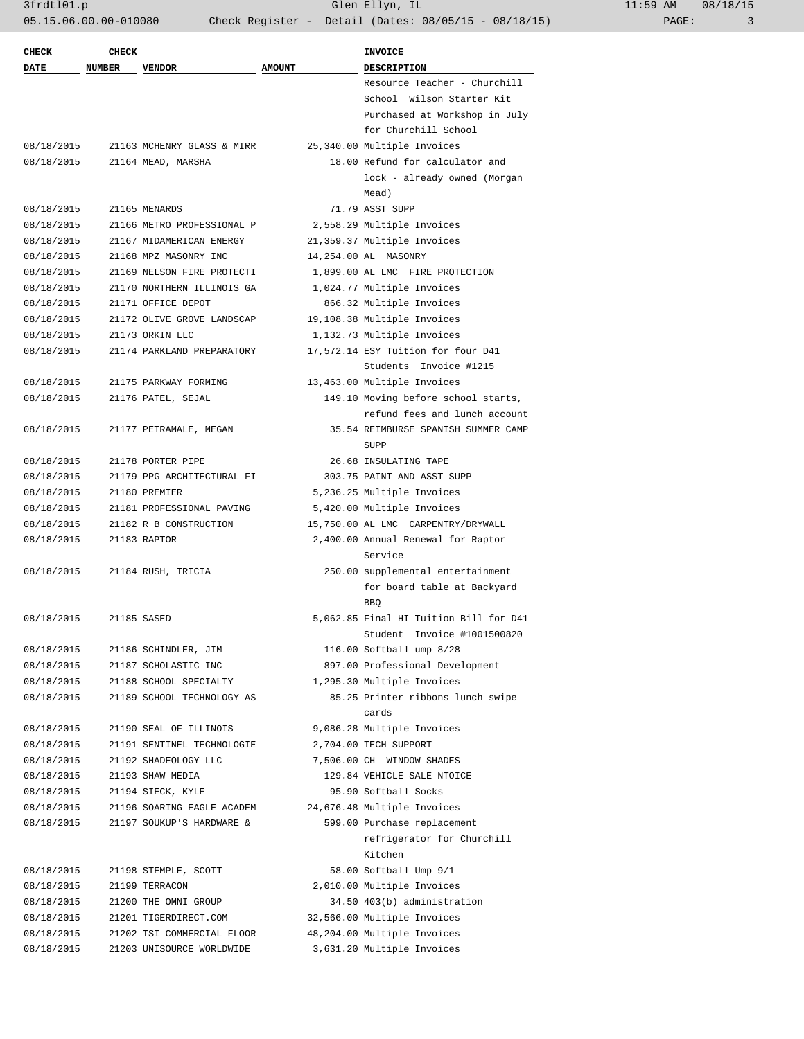| CHECK DATE | CHECK NUMBER | VENDOR | AMOUNT | INVOICE DESCRIPTION |
|---|---|---|---|---|
| | | | | Resource Teacher - Churchill School Wilson Starter Kit Purchased at Workshop in July for Churchill School |
| 08/18/2015 | 21163 | MCHENRY GLASS & MIRR | 25,340.00 | Multiple Invoices |
| 08/18/2015 | 21164 | MEAD, MARSHA | 18.00 | Refund for calculator and lock - already owned (Morgan Mead) |
| 08/18/2015 | 21165 | MENARDS | 71.79 | ASST SUPP |
| 08/18/2015 | 21166 | METRO PROFESSIONAL P | 2,558.29 | Multiple Invoices |
| 08/18/2015 | 21167 | MIDAMERICAN ENERGY | 21,359.37 | Multiple Invoices |
| 08/18/2015 | 21168 | MPZ MASONRY INC | 14,254.00 | AL MASONRY |
| 08/18/2015 | 21169 | NELSON FIRE PROTECTI | 1,899.00 | AL LMC FIRE PROTECTION |
| 08/18/2015 | 21170 | NORTHERN ILLINOIS GA | 1,024.77 | Multiple Invoices |
| 08/18/2015 | 21171 | OFFICE DEPOT | 866.32 | Multiple Invoices |
| 08/18/2015 | 21172 | OLIVE GROVE LANDSCAP | 19,108.38 | Multiple Invoices |
| 08/18/2015 | 21173 | ORKIN LLC | 1,132.73 | Multiple Invoices |
| 08/18/2015 | 21174 | PARKLAND PREPARATORY | 17,572.14 | ESY Tuition for four D41 Students Invoice #1215 |
| 08/18/2015 | 21175 | PARKWAY FORMING | 13,463.00 | Multiple Invoices |
| 08/18/2015 | 21176 | PATEL, SEJAL | 149.10 | Moving before school starts, refund fees and lunch account |
| 08/18/2015 | 21177 | PETRAMALE, MEGAN | 35.54 | REIMBURSE SPANISH SUMMER CAMP SUPP |
| 08/18/2015 | 21178 | PORTER PIPE | 26.68 | INSULATING TAPE |
| 08/18/2015 | 21179 | PPG ARCHITECTURAL FI | 303.75 | PAINT AND ASST SUPP |
| 08/18/2015 | 21180 | PREMIER | 5,236.25 | Multiple Invoices |
| 08/18/2015 | 21181 | PROFESSIONAL PAVING | 5,420.00 | Multiple Invoices |
| 08/18/2015 | 21182 | R B CONSTRUCTION | 15,750.00 | AL LMC CARPENTRY/DRYWALL |
| 08/18/2015 | 21183 | RAPTOR | 2,400.00 | Annual Renewal for Raptor Service |
| 08/18/2015 | 21184 | RUSH, TRICIA | 250.00 | supplemental entertainment for board table at Backyard BBQ |
| 08/18/2015 | 21185 | SASED | 5,062.85 | Final HI Tuition Bill for D41 Student Invoice #1001500820 |
| 08/18/2015 | 21186 | SCHINDLER, JIM | 116.00 | Softball ump 8/28 |
| 08/18/2015 | 21187 | SCHOLASTIC INC | 897.00 | Professional Development |
| 08/18/2015 | 21188 | SCHOOL SPECIALTY | 1,295.30 | Multiple Invoices |
| 08/18/2015 | 21189 | SCHOOL TECHNOLOGY AS | 85.25 | Printer ribbons lunch swipe cards |
| 08/18/2015 | 21190 | SEAL OF ILLINOIS | 9,086.28 | Multiple Invoices |
| 08/18/2015 | 21191 | SENTINEL TECHNOLOGIE | 2,704.00 | TECH SUPPORT |
| 08/18/2015 | 21192 | SHADEOLOGY LLC | 7,506.00 | CH WINDOW SHADES |
| 08/18/2015 | 21193 | SHAW MEDIA | 129.84 | VEHICLE SALE NTOICE |
| 08/18/2015 | 21194 | SIECK, KYLE | 95.90 | Softball Socks |
| 08/18/2015 | 21196 | SOARING EAGLE ACADEM | 24,676.48 | Multiple Invoices |
| 08/18/2015 | 21197 | SOUKUP'S HARDWARE & | 599.00 | Purchase replacement refrigerator for Churchill Kitchen |
| 08/18/2015 | 21198 | STEMPLE, SCOTT | 58.00 | Softball Ump 9/1 |
| 08/18/2015 | 21199 | TERRACON | 2,010.00 | Multiple Invoices |
| 08/18/2015 | 21200 | THE OMNI GROUP | 34.50 | 403(b) administration |
| 08/18/2015 | 21201 | TIGERDIRECT.COM | 32,566.00 | Multiple Invoices |
| 08/18/2015 | 21202 | TSI COMMERCIAL FLOOR | 48,204.00 | Multiple Invoices |
| 08/18/2015 | 21203 | UNISOURCE WORLDWIDE | 3,631.20 | Multiple Invoices |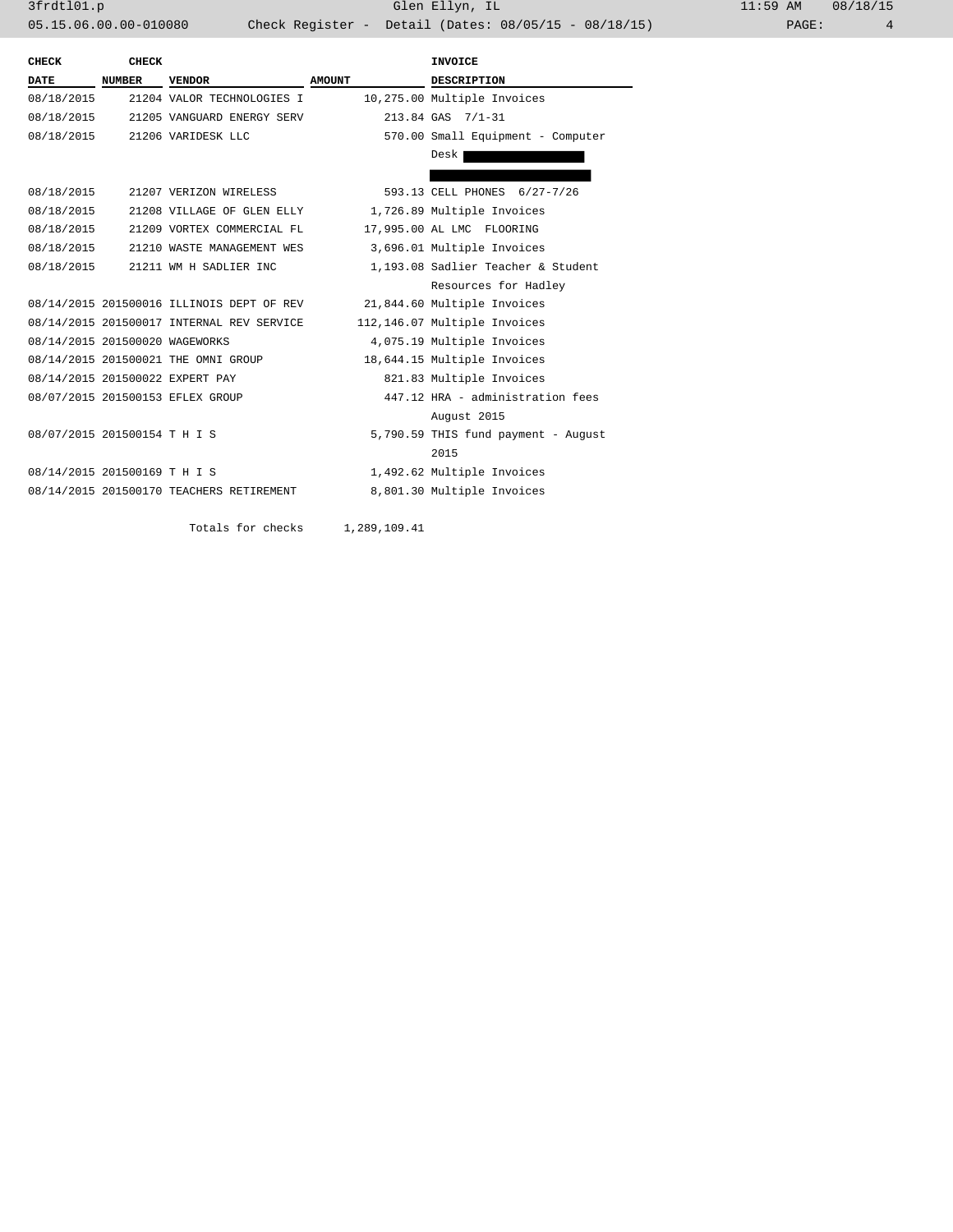| CHECK DATE | CHECK NUMBER | VENDOR | AMOUNT | INVOICE DESCRIPTION |
|---|---|---|---|---|
| 08/18/2015 | 21204 | VALOR TECHNOLOGIES I | 10,275.00 | Multiple Invoices |
| 08/18/2015 | 21205 | VANGUARD ENERGY SERV | 213.84 | GAS 7/1-31 |
| 08/18/2015 | 21206 | VARIDESK LLC | 570.00 | Small Equipment - Computer Desk |
| 08/18/2015 | 21207 | VERIZON WIRELESS | 593.13 | CELL PHONES 6/27-7/26 |
| 08/18/2015 | 21208 | VILLAGE OF GLEN ELLY | 1,726.89 | Multiple Invoices |
| 08/18/2015 | 21209 | VORTEX COMMERCIAL FL | 17,995.00 | AL LMC FLOORING |
| 08/18/2015 | 21210 | WASTE MANAGEMENT WES | 3,696.01 | Multiple Invoices |
| 08/18/2015 | 21211 | WM H SADLIER INC | 1,193.08 | Sadlier Teacher & Student Resources for Hadley |
| 08/14/2015 | 201500016 | ILLINOIS DEPT OF REV | 21,844.60 | Multiple Invoices |
| 08/14/2015 | 201500017 | INTERNAL REV SERVICE | 112,146.07 | Multiple Invoices |
| 08/14/2015 | 201500020 | WAGEWORKS | 4,075.19 | Multiple Invoices |
| 08/14/2015 | 201500021 | THE OMNI GROUP | 18,644.15 | Multiple Invoices |
| 08/14/2015 | 201500022 | EXPERT PAY | 821.83 | Multiple Invoices |
| 08/07/2015 | 201500153 | EFLEX GROUP | 447.12 | HRA - administration fees August 2015 |
| 08/07/2015 | 201500154 | T H I S | 5,790.59 | THIS fund payment - August 2015 |
| 08/14/2015 | 201500169 | T H I S | 1,492.62 | Multiple Invoices |
| 08/14/2015 | 201500170 | TEACHERS RETIREMENT | 8,801.30 | Multiple Invoices |
| | | Totals for checks | 1,289,109.41 | |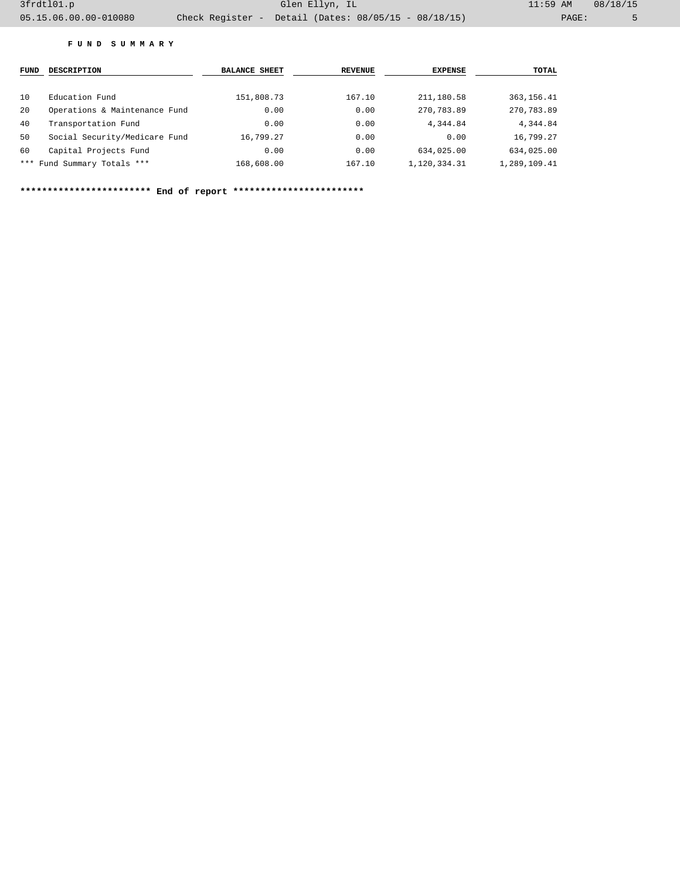**F U N D S U M M A R Y**

| FUND | DESCRIPTION | BALANCE SHEET | REVENUE | EXPENSE | TOTAL |
|---|---|---|---|---|---|
| 10 | Education Fund | 151,808.73 | 167.10 | 211,180.58 | 363,156.41 |
| 20 | Operations & Maintenance Fund | 0.00 | 0.00 | 270,783.89 | 270,783.89 |
| 40 | Transportation Fund | 0.00 | 0.00 | 4,344.84 | 4,344.84 |
| 50 | Social Security/Medicare Fund | 16,799.27 | 0.00 | 0.00 | 16,799.27 |
| 60 | Capital Projects Fund | 0.00 | 0.00 | 634,025.00 | 634,025.00 |
| *** Fund Summary Totals *** | | 168,608.00 | 167.10 | 1,120,334.31 | 1,289,109.41 |

************************ End of report ************************